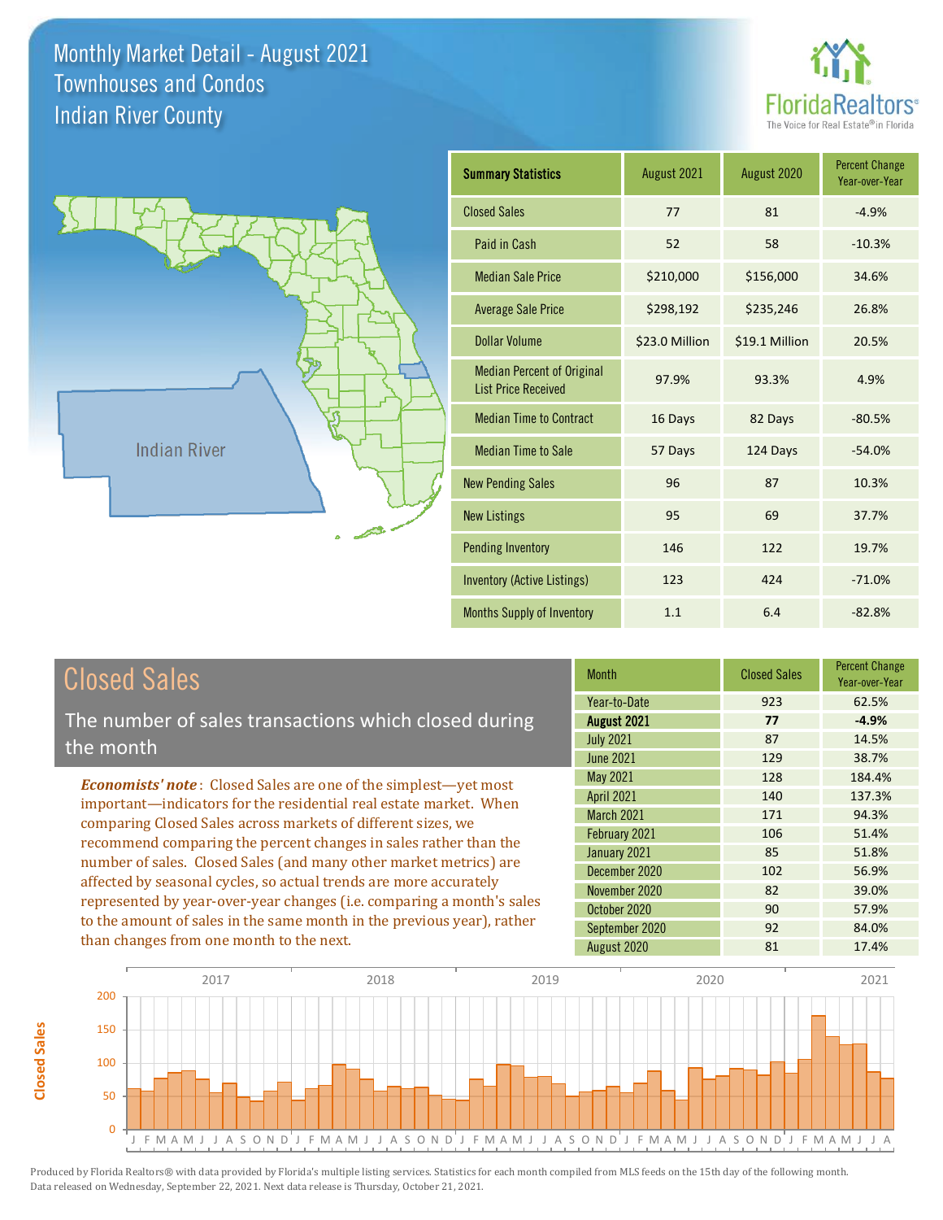# Monthly Market Detail - August 2021
## Townhouses and Condos
## Indian River County

FloridaRealtors® The Voice for Real Estate® in Florida

Indian River

| Summary Statistics | August 2021 | August 2020 | Percent Change Year-over-Year |
|---|---|---|---|
| Closed Sales | 77 | 81 | -4.9% |
| Paid in Cash | 52 | 58 | -10.3% |
| Median Sale Price | $210,000 | $156,000 | 34.6% |
| Average Sale Price | $298,192 | $235,246 | 26.8% |
| Dollar Volume | $23.0 Million | $19.1 Million | 20.5% |
| Median Percent of Original List Price Received | 97.9% | 93.3% | 4.9% |
| Median Time to Contract | 16 Days | 82 Days | -80.5% |
| Median Time to Sale | 57 Days | 124 Days | -54.0% |
| New Pending Sales | 96 | 87 | 10.3% |
| New Listings | 95 | 69 | 37.7% |
| Pending Inventory | 146 | 122 | 19.7% |
| Inventory (Active Listings) | 123 | 424 | -71.0% |
| Months Supply of Inventory | 1.1 | 6.4 | -82.8% |

## Closed Sales

The number of sales transactions which closed during the month

*Economists' note*: Closed Sales are one of the simplest—yet most important—indicators for the residential real estate market. When comparing Closed Sales across markets of different sizes, we recommend comparing the percent changes in sales rather than the number of sales. Closed Sales (and many other market metrics) are affected by seasonal cycles, so actual trends are more accurately represented by year-over-year changes (i.e. comparing a month's sales to the amount of sales in the same month in the previous year), rather than changes from one month to the next.

| Month | Closed Sales | Percent Change Year-over-Year |
|---|---|---|
| Year-to-Date | 923 | 62.5% |
| **August 2021** | **77** | **-4.9%** |
| July 2021 | 87 | 14.5% |
| June 2021 | 129 | 38.7% |
| May 2021 | 128 | 184.4% |
| April 2021 | 140 | 137.3% |
| March 2021 | 171 | 94.3% |
| February 2021 | 106 | 51.4% |
| January 2021 | 85 | 51.8% |
| December 2020 | 102 | 56.9% |
| November 2020 | 82 | 39.0% |
| October 2020 | 90 | 57.9% |
| September 2020 | 92 | 84.0% |
| August 2020 | 81 | 17.4% |

Produced by Florida Realtors® with data provided by Florida's multiple listing services. Statistics for each month compiled from MLS feeds on the 15th day of the following month. Data released on Wednesday, September 22, 2021. Next data release is Thursday, October 21, 2021.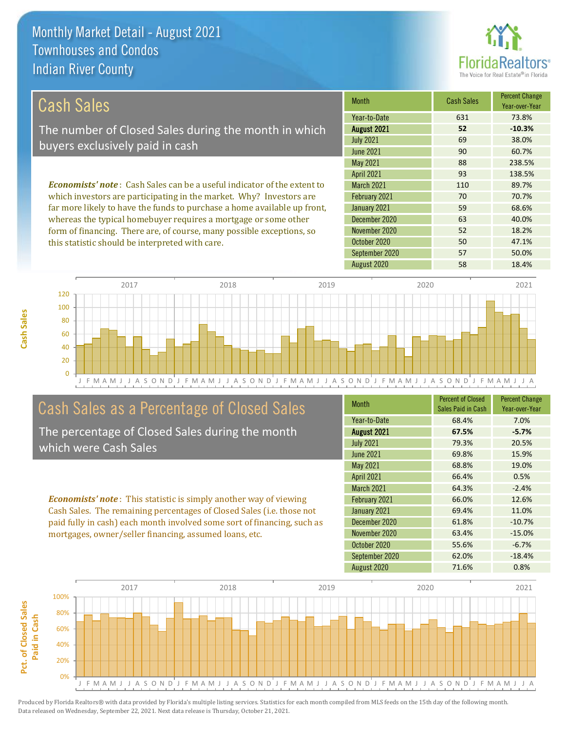# Monthly Market Detail - August 2021
## Townhouses and Condos
## Indian River County

## Cash Sales

The number of Closed Sales during the month in which buyers exclusively paid in cash

***Economists' note***: Cash Sales can be a useful indicator of the extent to which investors are participating in the market. Why? Investors are far more likely to have the funds to purchase a home available up front, whereas the typical homebuyer requires a mortgage or some other form of financing. There are, of course, many possible exceptions, so this statistic should be interpreted with care.

| Month | Cash Sales | Percent Change Year-over-Year |
|---|---|---|
| Year-to-Date | 631 | 73.8% |
| **August 2021** | **52** | **-10.3%** |
| July 2021 | 69 | 38.0% |
| June 2021 | 90 | 60.7% |
| May 2021 | 88 | 238.5% |
| April 2021 | 93 | 138.5% |
| March 2021 | 110 | 89.7% |
| February 2021 | 70 | 70.7% |
| January 2021 | 59 | 68.6% |
| December 2020 | 63 | 40.0% |
| November 2020 | 52 | 18.2% |
| October 2020 | 50 | 47.1% |
| September 2020 | 57 | 50.0% |
| August 2020 | 58 | 18.4% |

## Cash Sales as a Percentage of Closed Sales

The percentage of Closed Sales during the month which were Cash Sales

***Economists' note***: This statistic is simply another way of viewing Cash Sales. The remaining percentages of Closed Sales (i.e. those not paid fully in cash) each month involved some sort of financing, such as mortgages, owner/seller financing, assumed loans, etc.

| Month | Percent of Closed Sales Paid in Cash | Percent Change Year-over-Year |
|---|---|---|
| Year-to-Date | 68.4% | 7.0% |
| **August 2021** | **67.5%** | **-5.7%** |
| July 2021 | 79.3% | 20.5% |
| June 2021 | 69.8% | 15.9% |
| May 2021 | 68.8% | 19.0% |
| April 2021 | 66.4% | 0.5% |
| March 2021 | 64.3% | -2.4% |
| February 2021 | 66.0% | 12.6% |
| January 2021 | 69.4% | 11.0% |
| December 2020 | 61.8% | -10.7% |
| November 2020 | 63.4% | -15.0% |
| October 2020 | 55.6% | -6.7% |
| September 2020 | 62.0% | -18.4% |
| August 2020 | 71.6% | 0.8% |

Produced by Florida Realtors® with data provided by Florida's multiple listing services. Statistics for each month compiled from MLS feeds on the 15th day of the following month. Data released on Wednesday, September 22, 2021. Next data release is Thursday, October 21, 2021.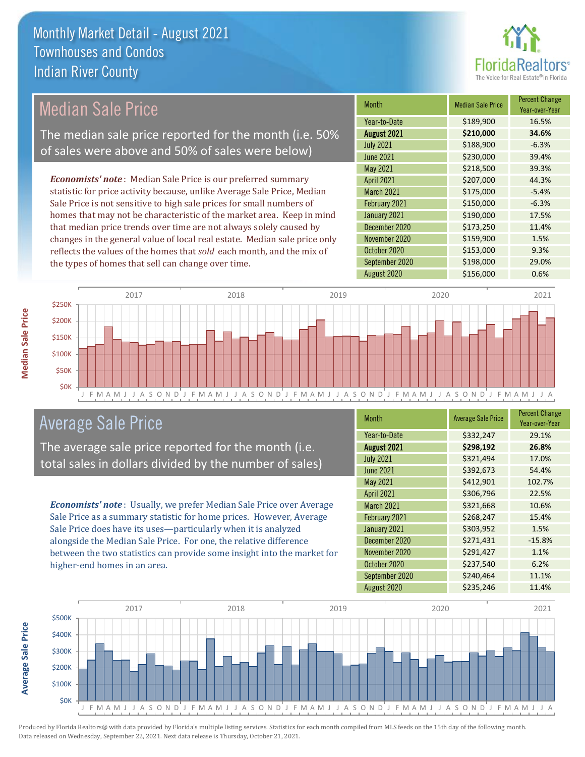# Monthly Market Detail - August 2021
## Townhouses and Condos
## Indian River County

## Median Sale Price

The median sale price reported for the month (i.e. 50% of sales were above and 50% of sales were below)

*Economists' note*: Median Sale Price is our preferred summary statistic for price activity because, unlike Average Sale Price, Median Sale Price is not sensitive to high sale prices for small numbers of homes that may not be characteristic of the market area. Keep in mind that median price trends over time are not always solely caused by changes in the general value of local real estate. Median sale price only reflects the values of the homes that *sold* each month, and the mix of the types of homes that sell can change over time.

| Month | Median Sale Price | Percent Change Year-over-Year |
|---|---|---|
| Year-to-Date | $189,900 | 16.5% |
| **August 2021** | **$210,000** | **34.6%** |
| July 2021 | $188,900 | -6.3% |
| June 2021 | $230,000 | 39.4% |
| May 2021 | $218,500 | 39.3% |
| April 2021 | $207,000 | 44.3% |
| March 2021 | $175,000 | -5.4% |
| February 2021 | $150,000 | -6.3% |
| January 2021 | $190,000 | 17.5% |
| December 2020 | $173,250 | 11.4% |
| November 2020 | $159,900 | 1.5% |
| October 2020 | $153,000 | 9.3% |
| September 2020 | $198,000 | 29.0% |
| August 2020 | $156,000 | 0.6% |

## Average Sale Price

The average sale price reported for the month (i.e. total sales in dollars divided by the number of sales)

*Economists' note*: Usually, we prefer Median Sale Price over Average Sale Price as a summary statistic for home prices. However, Average Sale Price does have its uses—particularly when it is analyzed alongside the Median Sale Price. For one, the relative difference between the two statistics can provide some insight into the market for higher-end homes in an area.

| Month | Average Sale Price | Percent Change Year-over-Year |
|---|---|---|
| Year-to-Date | $332,247 | 29.1% |
| **August 2021** | **$298,192** | **26.8%** |
| July 2021 | $321,494 | 17.0% |
| June 2021 | $392,673 | 54.4% |
| May 2021 | $412,901 | 102.7% |
| April 2021 | $306,796 | 22.5% |
| March 2021 | $321,668 | 10.6% |
| February 2021 | $268,247 | 15.4% |
| January 2021 | $303,952 | 1.5% |
| December 2020 | $271,431 | -15.8% |
| November 2020 | $291,427 | 1.1% |
| October 2020 | $237,540 | 6.2% |
| September 2020 | $240,464 | 11.1% |
| August 2020 | $235,246 | 11.4% |

Produced by Florida Realtors® with data provided by Florida's multiple listing services. Statistics for each month compiled from MLS feeds on the 15th day of the following month. Data released on Wednesday, September 22, 2021. Next data release is Thursday, October 21, 2021.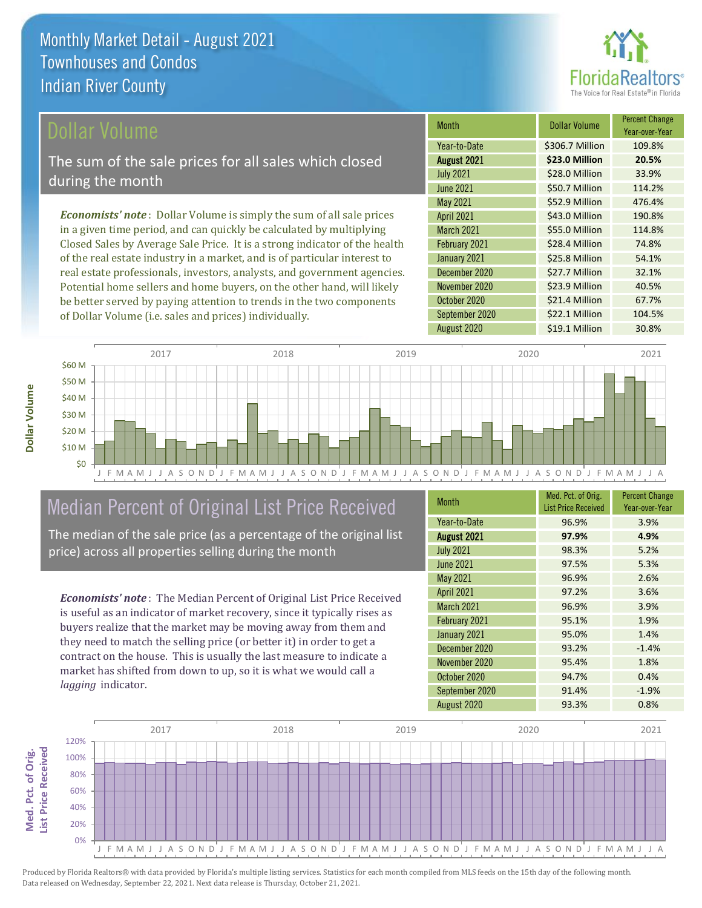# Monthly Market Detail - August 2021
## Townhouses and Condos
## Indian River County

## Dollar Volume

The sum of the sale prices for all sales which closed during the month

***Economists' note***: Dollar Volume is simply the sum of all sale prices in a given time period, and can quickly be calculated by multiplying Closed Sales by Average Sale Price. It is a strong indicator of the health of the real estate industry in a market, and is of particular interest to real estate professionals, investors, analysts, and government agencies. Potential home sellers and home buyers, on the other hand, will likely be better served by paying attention to trends in the two components of Dollar Volume (i.e. sales and prices) individually.

| Month | Dollar Volume | Percent Change Year-over-Year |
|---|---|---|
| Year-to-Date | $306.7 Million | 109.8% |
| **August 2021** | **$23.0 Million** | **20.5%** |
| July 2021 | $28.0 Million | 33.9% |
| June 2021 | $50.7 Million | 114.2% |
| May 2021 | $52.9 Million | 476.4% |
| April 2021 | $43.0 Million | 190.8% |
| March 2021 | $55.0 Million | 114.8% |
| February 2021 | $28.4 Million | 74.8% |
| January 2021 | $25.8 Million | 54.1% |
| December 2020 | $27.7 Million | 32.1% |
| November 2020 | $23.9 Million | 40.5% |
| October 2020 | $21.4 Million | 67.7% |
| September 2020 | $22.1 Million | 104.5% |
| August 2020 | $19.1 Million | 30.8% |

## Median Percent of Original List Price Received

The median of the sale price (as a percentage of the original list price) across all properties selling during the month

***Economists' note***: The Median Percent of Original List Price Received is useful as an indicator of market recovery, since it typically rises as buyers realize that the market may be moving away from them and they need to match the selling price (or better it) in order to get a contract on the house. This is usually the last measure to indicate a market has shifted from down to up, so it is what we would call a *lagging* indicator.

| Month | Med. Pct. of Orig. List Price Received | Percent Change Year-over-Year |
|---|---|---|
| Year-to-Date | 96.9% | 3.9% |
| **August 2021** | **97.9%** | **4.9%** |
| July 2021 | 98.3% | 5.2% |
| June 2021 | 97.5% | 5.3% |
| May 2021 | 96.9% | 2.6% |
| April 2021 | 97.2% | 3.6% |
| March 2021 | 96.9% | 3.9% |
| February 2021 | 95.1% | 1.9% |
| January 2021 | 95.0% | 1.4% |
| December 2020 | 93.2% | -1.4% |
| November 2020 | 95.4% | 1.8% |
| October 2020 | 94.7% | 0.4% |
| September 2020 | 91.4% | -1.9% |
| August 2020 | 93.3% | 0.8% |

Produced by Florida Realtors® with data provided by Florida's multiple listing services. Statistics for each month compiled from MLS feeds on the 15th day of the following month. Data released on Wednesday, September 22, 2021. Next data release is Thursday, October 21, 2021.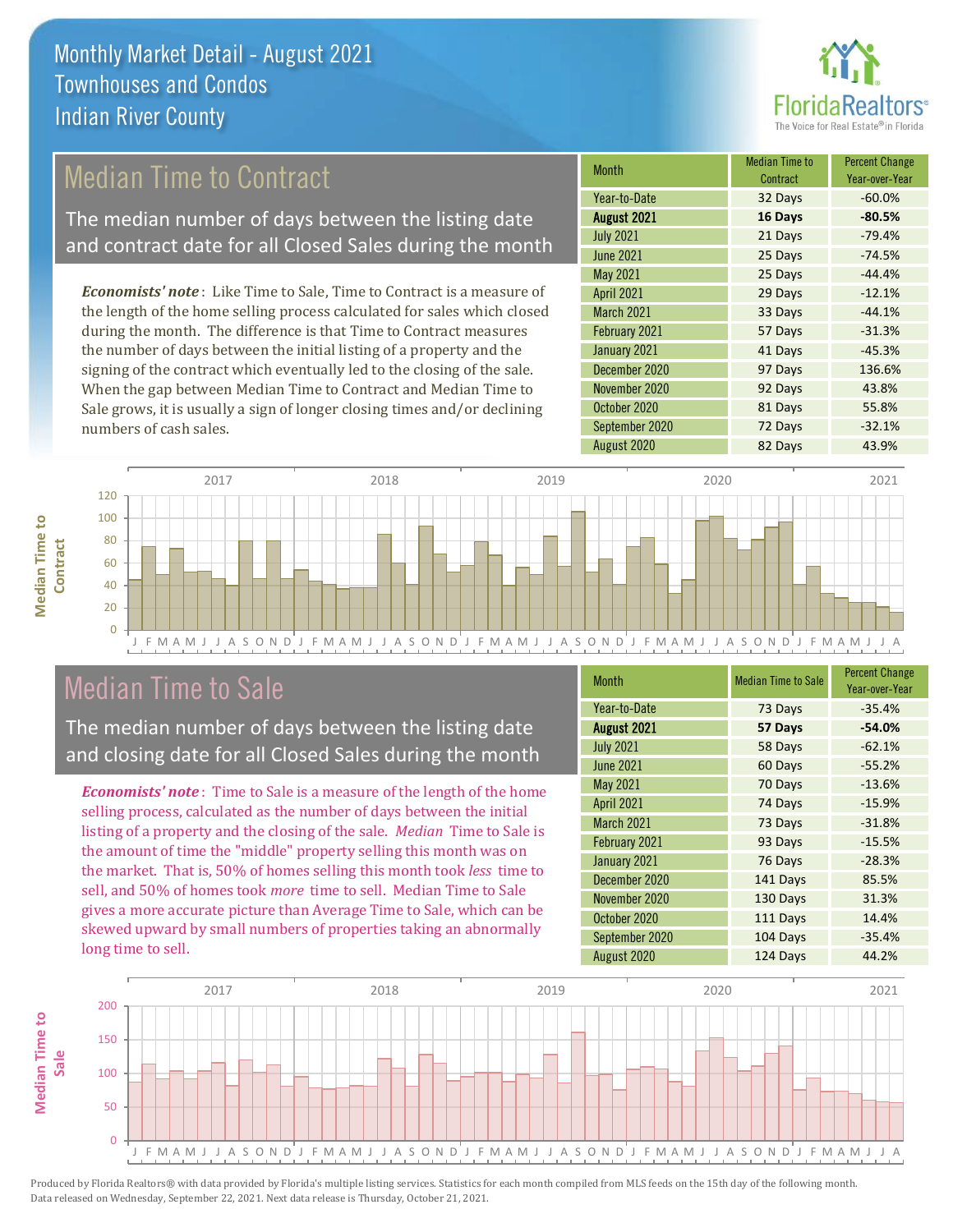# Monthly Market Detail - August 2021
## Townhouses and Condos
## Indian River County

## Median Time to Contract

The median number of days between the listing date and contract date for all Closed Sales during the month

***Economists' note***: Like Time to Sale, Time to Contract is a measure of the length of the home selling process calculated for sales which closed during the month. The difference is that Time to Contract measures the number of days between the initial listing of a property and the signing of the contract which eventually led to the closing of the sale. When the gap between Median Time to Contract and Median Time to Sale grows, it is usually a sign of longer closing times and/or declining numbers of cash sales.

| Month | Median Time to Contract | Percent Change Year-over-Year |
| --- | --- | --- |
| Year-to-Date | 32 Days | -60.0% |
| **August 2021** | **16 Days** | **-80.5%** |
| July 2021 | 21 Days | -79.4% |
| June 2021 | 25 Days | -74.5% |
| May 2021 | 25 Days | -44.4% |
| April 2021 | 29 Days | -12.1% |
| March 2021 | 33 Days | -44.1% |
| February 2021 | 57 Days | -31.3% |
| January 2021 | 41 Days | -45.3% |
| December 2020 | 97 Days | 136.6% |
| November 2020 | 92 Days | 43.8% |
| October 2020 | 81 Days | 55.8% |
| September 2020 | 72 Days | -32.1% |
| August 2020 | 82 Days | 43.9% |

## Median Time to Sale

The median number of days between the listing date and closing date for all Closed Sales during the month

***Economists' note***: Time to Sale is a measure of the length of the home selling process, calculated as the number of days between the initial listing of a property and the closing of the sale. *Median* Time to Sale is the amount of time the "middle" property selling this month was on the market. That is, 50% of homes selling this month took *less* time to sell, and 50% of homes took *more* time to sell. Median Time to Sale gives a more accurate picture than Average Time to Sale, which can be skewed upward by small numbers of properties taking an abnormally long time to sell.

| Month | Median Time to Sale | Percent Change Year-over-Year |
| --- | --- | --- |
| Year-to-Date | 73 Days | -35.4% |
| **August 2021** | **57 Days** | **-54.0%** |
| July 2021 | 58 Days | -62.1% |
| June 2021 | 60 Days | -55.2% |
| May 2021 | 70 Days | -13.6% |
| April 2021 | 74 Days | -15.9% |
| March 2021 | 73 Days | -31.8% |
| February 2021 | 93 Days | -15.5% |
| January 2021 | 76 Days | -28.3% |
| December 2020 | 141 Days | 85.5% |
| November 2020 | 130 Days | 31.3% |
| October 2020 | 111 Days | 14.4% |
| September 2020 | 104 Days | -35.4% |
| August 2020 | 124 Days | 44.2% |

Produced by Florida Realtors® with data provided by Florida's multiple listing services. Statistics for each month compiled from MLS feeds on the 15th day of the following month. Data released on Wednesday, September 22, 2021. Next data release is Thursday, October 21, 2021.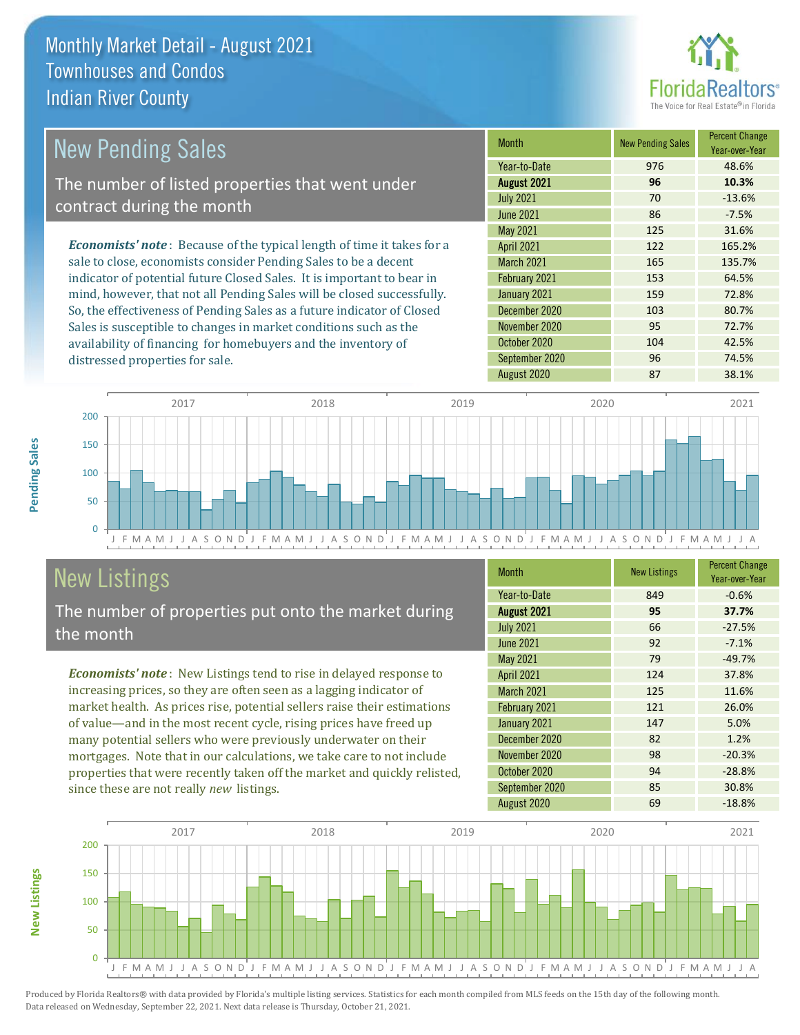# Monthly Market Detail - August 2021
## Townhouses and Condos
## Indian River County

## New Pending Sales

The number of listed properties that went under contract during the month

*Economists' note*: Because of the typical length of time it takes for a sale to close, economists consider Pending Sales to be a decent indicator of potential future Closed Sales. It is important to bear in mind, however, that not all Pending Sales will be closed successfully. So, the effectiveness of Pending Sales as a future indicator of Closed Sales is susceptible to changes in market conditions such as the availability of financing for homebuyers and the inventory of distressed properties for sale.

| Month | New Pending Sales | Percent Change Year-over-Year |
|---|---|---|
| Year-to-Date | 976 | 48.6% |
| **August 2021** | **96** | **10.3%** |
| July 2021 | 70 | -13.6% |
| June 2021 | 86 | -7.5% |
| May 2021 | 125 | 31.6% |
| April 2021 | 122 | 165.2% |
| March 2021 | 165 | 135.7% |
| February 2021 | 153 | 64.5% |
| January 2021 | 159 | 72.8% |
| December 2020 | 103 | 80.7% |
| November 2020 | 95 | 72.7% |
| October 2020 | 104 | 42.5% |
| September 2020 | 96 | 74.5% |
| August 2020 | 87 | 38.1% |

## New Listings

The number of properties put onto the market during the month

*Economists' note*: New Listings tend to rise in delayed response to increasing prices, so they are often seen as a lagging indicator of market health. As prices rise, potential sellers raise their estimations of value—and in the most recent cycle, rising prices have freed up many potential sellers who were previously underwater on their mortgages. Note that in our calculations, we take care to not include properties that were recently taken off the market and quickly relisted, since these are not really *new* listings.

| Month | New Listings | Percent Change Year-over-Year |
|---|---|---|
| Year-to-Date | 849 | -0.6% |
| **August 2021** | **95** | **37.7%** |
| July 2021 | 66 | -27.5% |
| June 2021 | 92 | -7.1% |
| May 2021 | 79 | -49.7% |
| April 2021 | 124 | 37.8% |
| March 2021 | 125 | 11.6% |
| February 2021 | 121 | 26.0% |
| January 2021 | 147 | 5.0% |
| December 2020 | 82 | 1.2% |
| November 2020 | 98 | -20.3% |
| October 2020 | 94 | -28.8% |
| September 2020 | 85 | 30.8% |
| August 2020 | 69 | -18.8% |

Produced by Florida Realtors® with data provided by Florida's multiple listing services. Statistics for each month compiled from MLS feeds on the 15th day of the following month. Data released on Wednesday, September 22, 2021. Next data release is Thursday, October 21, 2021.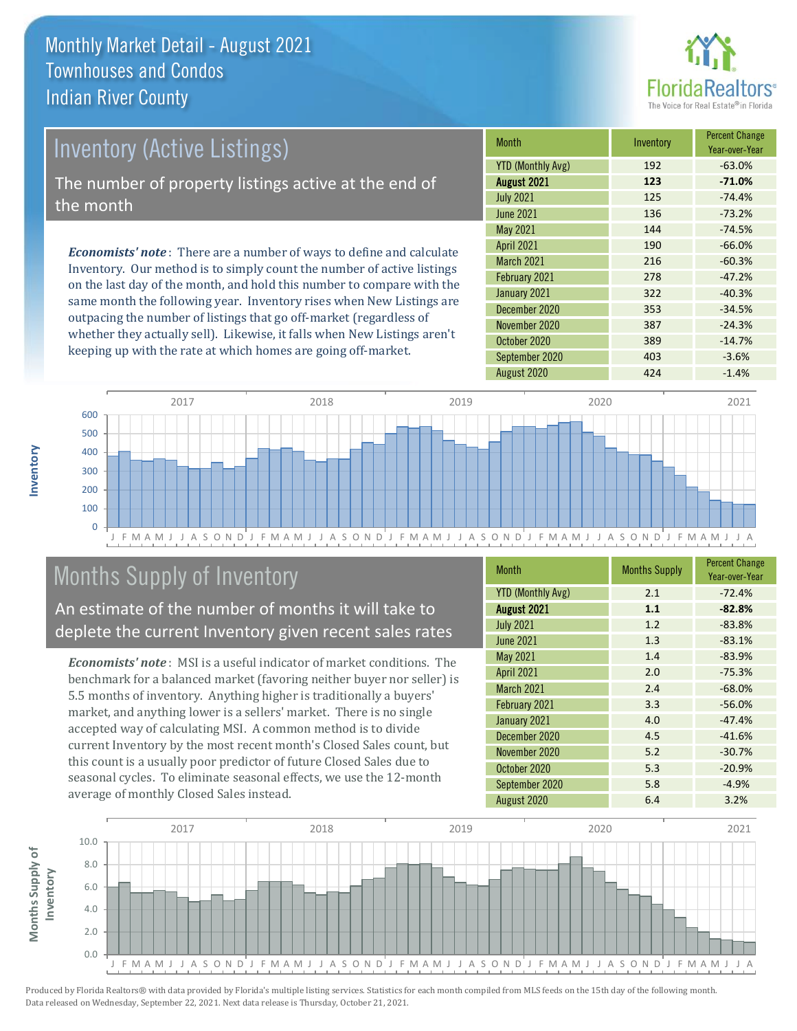# Monthly Market Detail - August 2021
## Townhouses and Condos
## Indian River County

## Inventory (Active Listings)

The number of property listings active at the end of the month

*Economists' note*: There are a number of ways to define and calculate Inventory. Our method is to simply count the number of active listings on the last day of the month, and hold this number to compare with the same month the following year. Inventory rises when New Listings are outpacing the number of listings that go off-market (regardless of whether they actually sell). Likewise, it falls when New Listings aren't keeping up with the rate at which homes are going off-market.

| Month | Inventory | Percent Change Year-over-Year |
|---|---|---|
| YTD (Monthly Avg) | 192 | -63.0% |
| **August 2021** | **123** | **-71.0%** |
| July 2021 | 125 | -74.4% |
| June 2021 | 136 | -73.2% |
| May 2021 | 144 | -74.5% |
| April 2021 | 190 | -66.0% |
| March 2021 | 216 | -60.3% |
| February 2021 | 278 | -47.2% |
| January 2021 | 322 | -40.3% |
| December 2020 | 353 | -34.5% |
| November 2020 | 387 | -24.3% |
| October 2020 | 389 | -14.7% |
| September 2020 | 403 | -3.6% |
| August 2020 | 424 | -1.4% |

## Months Supply of Inventory

An estimate of the number of months it will take to deplete the current Inventory given recent sales rates

*Economists' note*: MSI is a useful indicator of market conditions. The benchmark for a balanced market (favoring neither buyer nor seller) is 5.5 months of inventory. Anything higher is traditionally a buyers' market, and anything lower is a sellers' market. There is no single accepted way of calculating MSI. A common method is to divide current Inventory by the most recent month's Closed Sales count, but this count is a usually poor predictor of future Closed Sales due to seasonal cycles. To eliminate seasonal effects, we use the 12-month average of monthly Closed Sales instead.

| Month | Months Supply | Percent Change Year-over-Year |
|---|---|---|
| YTD (Monthly Avg) | 2.1 | -72.4% |
| **August 2021** | **1.1** | **-82.8%** |
| July 2021 | 1.2 | -83.8% |
| June 2021 | 1.3 | -83.1% |
| May 2021 | 1.4 | -83.9% |
| April 2021 | 2.0 | -75.3% |
| March 2021 | 2.4 | -68.0% |
| February 2021 | 3.3 | -56.0% |
| January 2021 | 4.0 | -47.4% |
| December 2020 | 4.5 | -41.6% |
| November 2020 | 5.2 | -30.7% |
| October 2020 | 5.3 | -20.9% |
| September 2020 | 5.8 | -4.9% |
| August 2020 | 6.4 | 3.2% |

Produced by Florida Realtors® with data provided by Florida's multiple listing services. Statistics for each month compiled from MLS feeds on the 15th day of the following month. Data released on Wednesday, September 22, 2021. Next data release is Thursday, October 21, 2021.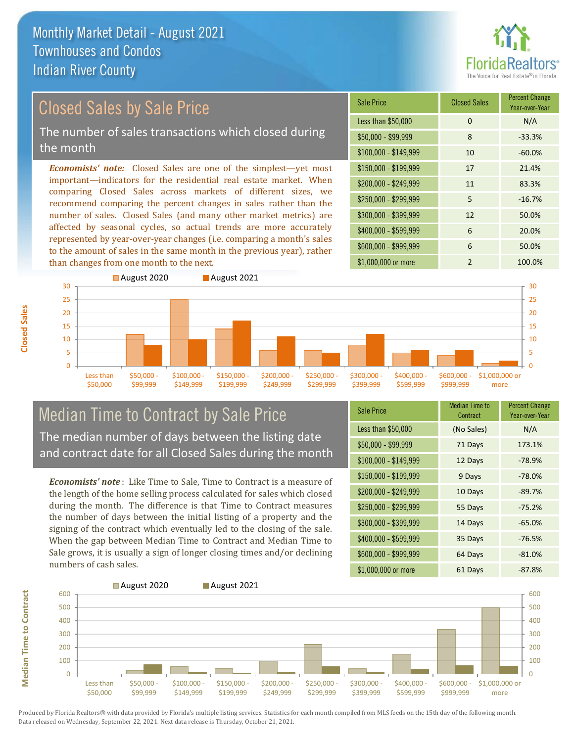# Monthly Market Detail - August 2021
## Townhouses and Condos
## Indian River County

## Closed Sales by Sale Price

The number of sales transactions which closed during the month

***Economists' note:*** Closed Sales are one of the simplest—yet most important—indicators for the residential real estate market. When comparing Closed Sales across markets of different sizes, we recommend comparing the percent changes in sales rather than the number of sales. Closed Sales (and many other market metrics) are affected by seasonal cycles, so actual trends are more accurately represented by year-over-year changes (i.e. comparing a month's sales to the amount of sales in the same month in the previous year), rather than changes from one month to the next.

| Sale Price | Closed Sales | Percent Change Year-over-Year |
|---|---|---|
| Less than $50,000 | 0 | N/A |
| $50,000 - $99,999 | 8 | -33.3% |
| $100,000 - $149,999 | 10 | -60.0% |
| $150,000 - $199,999 | 17 | 21.4% |
| $200,000 - $249,999 | 11 | 83.3% |
| $250,000 - $299,999 | 5 | -16.7% |
| $300,000 - $399,999 | 12 | 50.0% |
| $400,000 - $599,999 | 6 | 20.0% |
| $600,000 - $999,999 | 6 | 50.0% |
| $1,000,000 or more | 2 | 100.0% |

## Median Time to Contract by Sale Price

The median number of days between the listing date and contract date for all Closed Sales during the month

***Economists' note*** : Like Time to Sale, Time to Contract is a measure of the length of the home selling process calculated for sales which closed during the month. The difference is that Time to Contract measures the number of days between the initial listing of a property and the signing of the contract which eventually led to the closing of the sale. When the gap between Median Time to Contract and Median Time to Sale grows, it is usually a sign of longer closing times and/or declining numbers of cash sales.

| Sale Price | Median Time to Contract | Percent Change Year-over-Year |
|---|---|---|
| Less than $50,000 | (No Sales) | N/A |
| $50,000 - $99,999 | 71 Days | 173.1% |
| $100,000 - $149,999 | 12 Days | -78.9% |
| $150,000 - $199,999 | 9 Days | -78.0% |
| $200,000 - $249,999 | 10 Days | -89.7% |
| $250,000 - $299,999 | 55 Days | -75.2% |
| $300,000 - $399,999 | 14 Days | -65.0% |
| $400,000 - $599,999 | 35 Days | -76.5% |
| $600,000 - $999,999 | 64 Days | -81.0% |
| $1,000,000 or more | 61 Days | -87.8% |

Produced by Florida Realtors® with data provided by Florida's multiple listing services. Statistics for each month compiled from MLS feeds on the 15th day of the following month. Data released on Wednesday, September 22, 2021. Next data release is Thursday, October 21, 2021.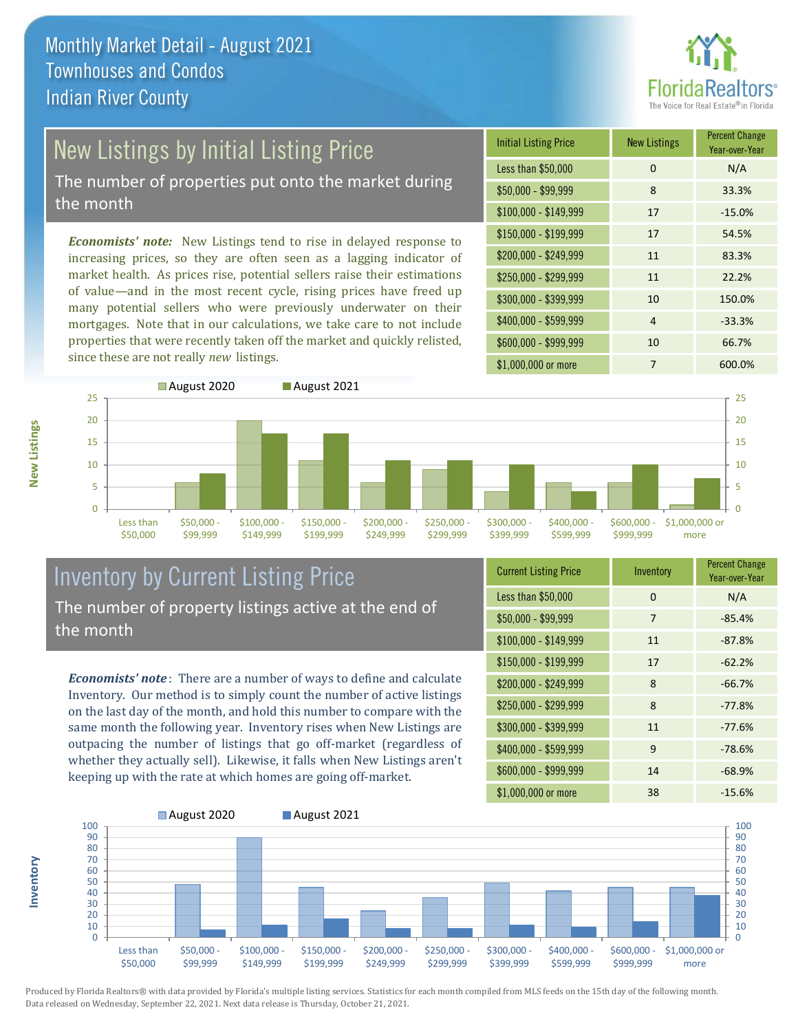# Monthly Market Detail - August 2021
## Townhouses and Condos
## Indian River County

## New Listings by Initial Listing Price

The number of properties put onto the market during the month

*Economists' note:* New Listings tend to rise in delayed response to increasing prices, so they are often seen as a lagging indicator of market health. As prices rise, potential sellers raise their estimations of value—and in the most recent cycle, rising prices have freed up many potential sellers who were previously underwater on their mortgages. Note that in our calculations, we take care to not include properties that were recently taken off the market and quickly relisted, since these are not really *new* listings.

| Initial Listing Price | New Listings | Percent Change Year-over-Year |
|---|---|---|
| Less than $50,000 | 0 | N/A |
| $50,000 - $99,999 | 8 | 33.3% |
| $100,000 - $149,999 | 17 | -15.0% |
| $150,000 - $199,999 | 17 | 54.5% |
| $200,000 - $249,999 | 11 | 83.3% |
| $250,000 - $299,999 | 11 | 22.2% |
| $300,000 - $399,999 | 10 | 150.0% |
| $400,000 - $599,999 | 4 | -33.3% |
| $600,000 - $999,999 | 10 | 66.7% |
| $1,000,000 or more | 7 | 600.0% |

## Inventory by Current Listing Price

The number of property listings active at the end of the month

*Economists' note*: There are a number of ways to define and calculate Inventory. Our method is to simply count the number of active listings on the last day of the month, and hold this number to compare with the same month the following year. Inventory rises when New Listings are outpacing the number of listings that go off-market (regardless of whether they actually sell). Likewise, it falls when New Listings aren't keeping up with the rate at which homes are going off-market.

| Current Listing Price | Inventory | Percent Change Year-over-Year |
|---|---|---|
| Less than $50,000 | 0 | N/A |
| $50,000 - $99,999 | 7 | -85.4% |
| $100,000 - $149,999 | 11 | -87.8% |
| $150,000 - $199,999 | 17 | -62.2% |
| $200,000 - $249,999 | 8 | -66.7% |
| $250,000 - $299,999 | 8 | -77.8% |
| $300,000 - $399,999 | 11 | -77.6% |
| $400,000 - $599,999 | 9 | -78.6% |
| $600,000 - $999,999 | 14 | -68.9% |
| $1,000,000 or more | 38 | -15.6% |

Produced by Florida Realtors® with data provided by Florida's multiple listing services. Statistics for each month compiled from MLS feeds on the 15th day of the following month. Data released on Wednesday, September 22, 2021. Next data release is Thursday, October 21, 2021.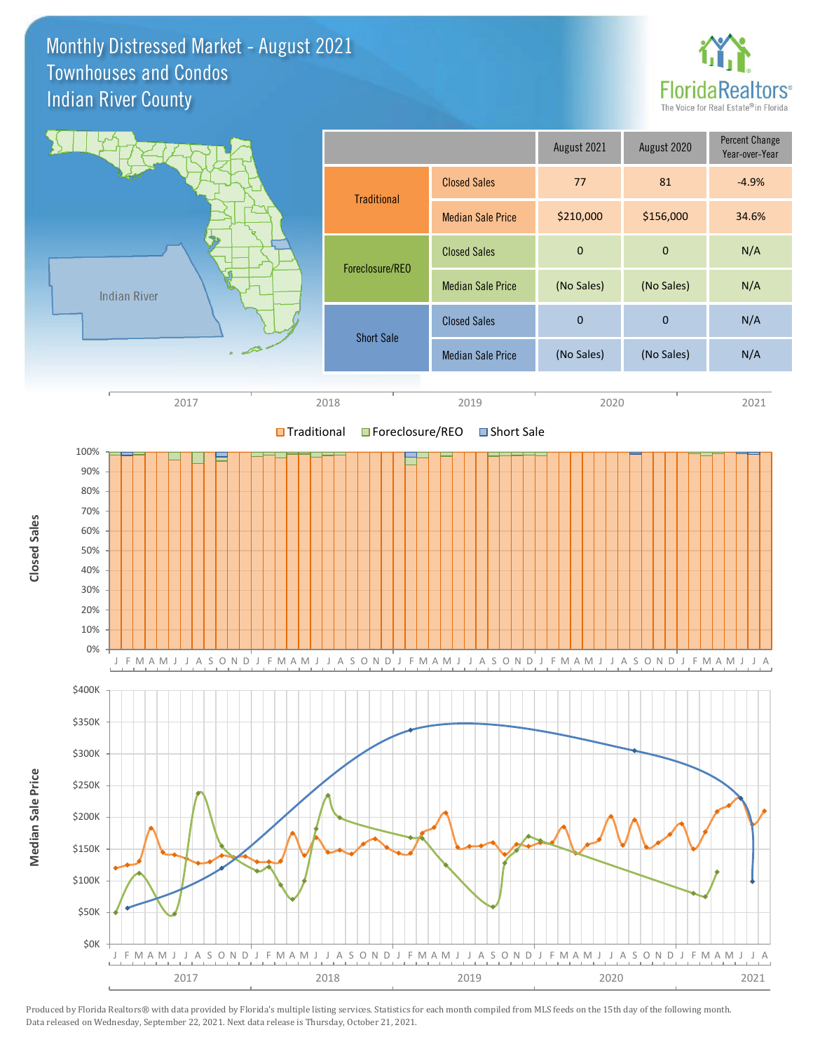# Monthly Distressed Market - August 2021
## Townhouses and Condos
## Indian River County

FloridaRealtors®
The Voice for Real Estate® in Florida

Indian River

| | | August 2021 | August 2020 | Percent Change Year-over-Year |
|---|---|---|---|---|
| Traditional | Closed Sales | 77 | 81 | -4.9% |
| | Median Sale Price | $210,000 | $156,000 | 34.6% |
| Foreclosure/REO | Closed Sales | 0 | 0 | N/A |
| | Median Sale Price | (No Sales) | (No Sales) | N/A |
| Short Sale | Closed Sales | 0 | 0 | N/A |
| | Median Sale Price | (No Sales) | (No Sales) | N/A |

2017 2018 2019 2020 2021

Traditional Foreclosure/REO Short Sale

Closed Sales

100% 90% 80% 70% 60% 50% 40% 30% 20% 10% 0%

J F M A M J J A S O N D J F M A M J J A S O N D J F M A M J J A S O N D J F M A M J J A S O N D J F M A M J J A

Median Sale Price

$400K $350K $300K $250K $200K $150K $100K $50K $0K

J F M A M J J A S O N D J F M A M J J A S O N D J F M A M J J A S O N D J F M A M J J A S O N D J F M A M J J A

2017 2018 2019 2020 2021

Produced by Florida Realtors® with data provided by Florida's multiple listing services. Statistics for each month compiled from MLS feeds on the 15th day of the following month. Data released on Wednesday, September 22, 2021. Next data release is Thursday, October 21, 2021.